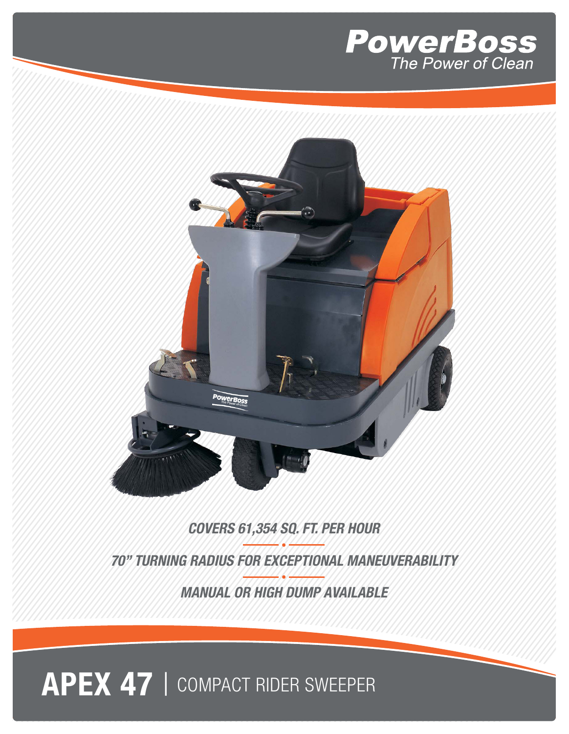PowerBoss
The Power of Clean

*COVERS 61,354 SQ. FT. PER HOUR*

*70" TURNING RADIUS FOR EXCEPTIONAL MANEUVERABILITY*

*MANUAL OR HIGH DUMP AVAILABLE*

# APEX 47 | COMPACT RIDER SWEEPER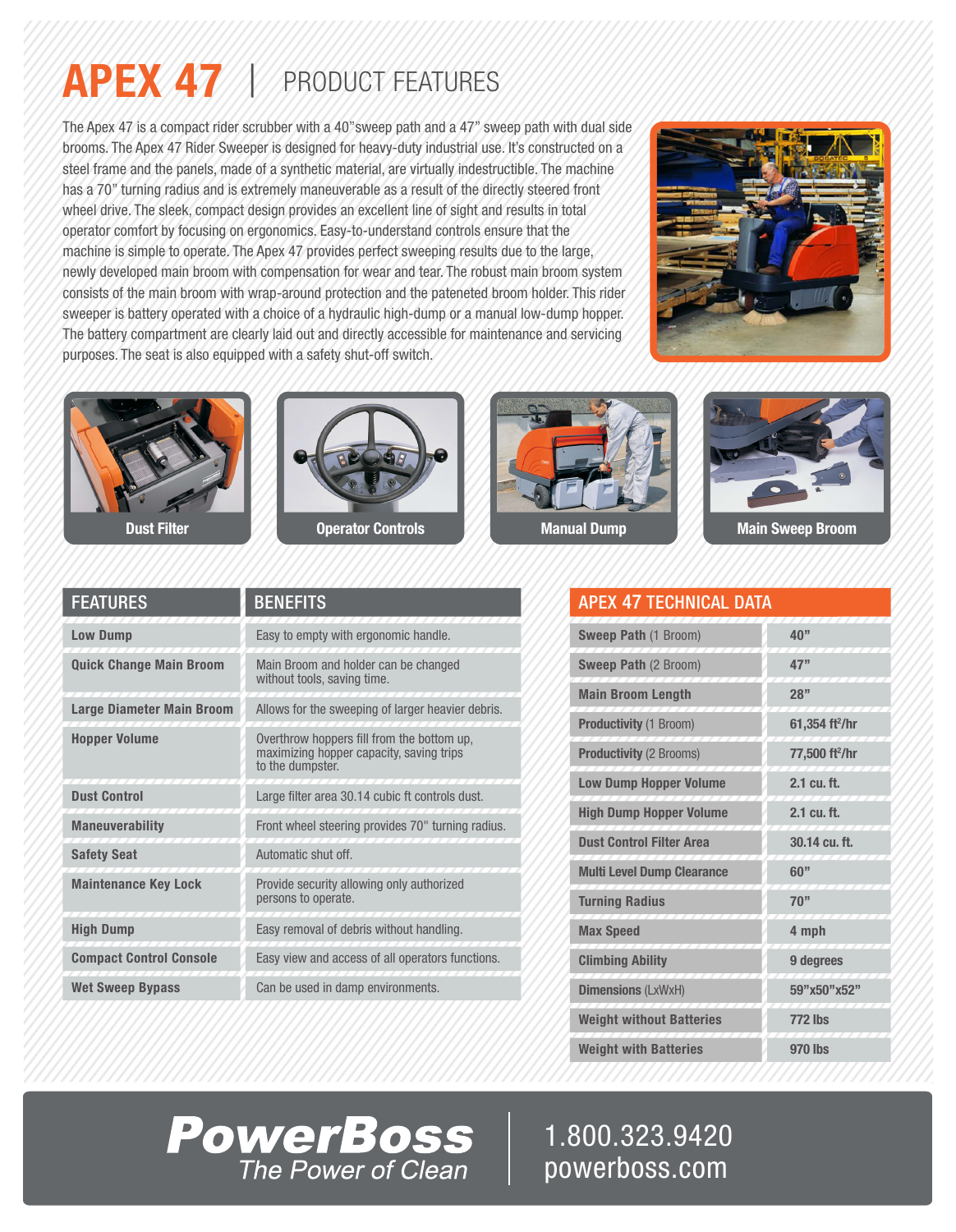# APEX 47 | PRODUCT FEATURES

The Apex 47 is a compact rider scrubber with a 40"sweep path and a 47" sweep path with dual side brooms. The Apex 47 Rider Sweeper is designed for heavy-duty industrial use. It's constructed on a steel frame and the panels, made of a synthetic material, are virtually indestructible. The machine has a 70" turning radius and is extremely maneuverable as a result of the directly steered front wheel drive. The sleek, compact design provides an excellent line of sight and results in total operator comfort by focusing on ergonomics. Easy-to-understand controls ensure that the machine is simple to operate. The Apex 47 provides perfect sweeping results due to the large, newly developed main broom with compensation for wear and tear. The robust main broom system consists of the main broom with wrap-around protection and the pateneted broom holder. This rider sweeper is battery operated with a choice of a hydraulic high-dump or a manual low-dump hopper. The battery compartment are clearly laid out and directly accessible for maintenance and servicing purposes. The seat is also equipped with a safety shut-off switch.

Dust Filter

Operator Controls

Manual Dump

Main Sweep Broom

| FEATURES | BENEFITS |
|---|---|
| Low Dump | Easy to empty with ergonomic handle. |
| Quick Change Main Broom | Main Broom and holder can be changed without tools, saving time. |
| Large Diameter Main Broom | Allows for the sweeping of larger heavier debris. |
| Hopper Volume | Overthrow hoppers fill from the bottom up, maximizing hopper capacity, saving trips to the dumpster. |
| Dust Control | Large filter area 30.14 cubic ft controls dust. |
| Maneuverability | Front wheel steering provides 70" turning radius. |
| Safety Seat | Automatic shut off. |
| Maintenance Key Lock | Provide security allowing only authorized persons to operate. |
| High Dump | Easy removal of debris without handling. |
| Compact Control Console | Easy view and access of all operators functions. |
| Wet Sweep Bypass | Can be used in damp environments. |

| APEX 47 TECHNICAL DATA | |
|---|---|
| Sweep Path (1 Broom) | 40" |
| Sweep Path (2 Broom) | 47" |
| Main Broom Length | 28" |
| Productivity (1 Broom) | 61,354 ft²/hr |
| Productivity (2 Brooms) | 77,500 ft²/hr |
| Low Dump Hopper Volume | 2.1 cu. ft. |
| High Dump Hopper Volume | 2.1 cu. ft. |
| Dust Control Filter Area | 30.14 cu. ft. |
| Multi Level Dump Clearance | 60" |
| Turning Radius | 70" |
| Max Speed | 4 mph |
| Climbing Ability | 9 degrees |
| Dimensions (LxWxH) | 59"x50"x52" |
| Weight without Batteries | 772 lbs |
| Weight with Batteries | 970 lbs |

**PowerBoss**
*The Power of Clean*

1.800.323.9420
powerboss.com